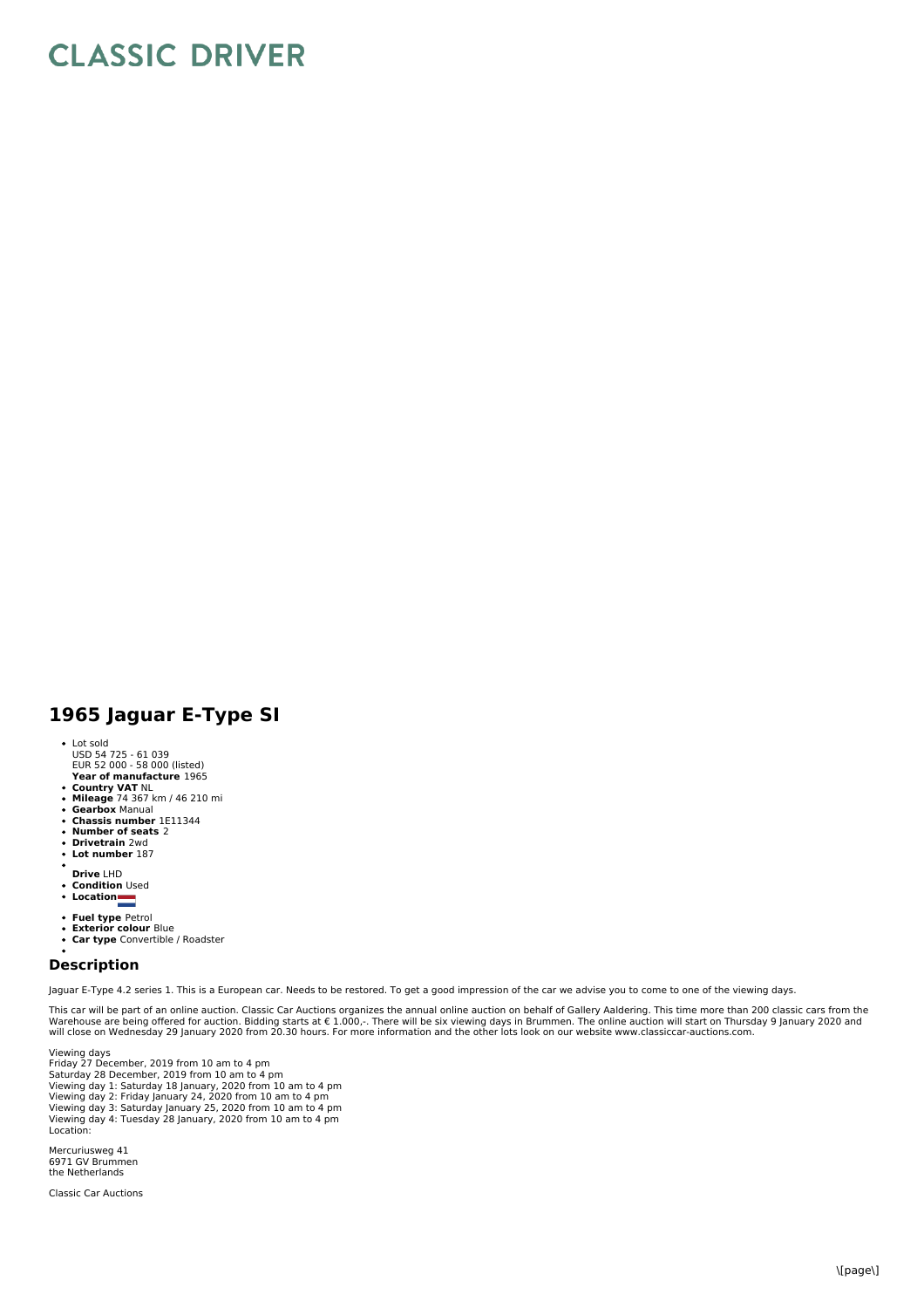# CLASSIC DRIVER

## 1965 Jaguar E-Type SI

- Lot sold
  USD 54 725 - 61 039
  EUR 52 000 - 58 000 (listed)
  **Year of manufacture** 1965
- **Country VAT** NL
- **Mileage** 74 367 km / 46 210 mi
- **Gearbox** Manual
- **Chassis number** 1E11344
- **Number of seats** 2
- **Drivetrain** 2wd
- **Lot number** 187
- 
  **Drive** LHD
- **Condition** Used
- **Location**
- **Fuel type** Petrol
- **Exterior colour** Blue
- **Car type** Convertible / Roadster
- 

## Description

Jaguar E-Type 4.2 series 1. This is a European car. Needs to be restored. To get a good impression of the car we advise you to come to one of the viewing days.

This car will be part of an online auction. Classic Car Auctions organizes the annual online auction on behalf of Gallery Aaldering. This time more than 200 classic cars from the Warehouse are being offered for auction. Bidding starts at € 1.000,-. There will be six viewing days in Brummen. The online auction will start on Thursday 9 January 2020 and will close on Wednesday 29 January 2020 from 20.30 hours. For more information and the other lots look on our website www.classiccar-auctions.com.

Viewing days
Friday 27 December, 2019 from 10 am to 4 pm
Saturday 28 December, 2019 from 10 am to 4 pm
Viewing day 1: Saturday 18 January, 2020 from 10 am to 4 pm
Viewing day 2: Friday January 24, 2020 from 10 am to 4 pm
Viewing day 3: Saturday January 25, 2020 from 10 am to 4 pm
Viewing day 4: Tuesday 28 January, 2020 from 10 am to 4 pm
Location:

Mercuriusweg 41
6971 GV Brummen
the Netherlands

Classic Car Auctions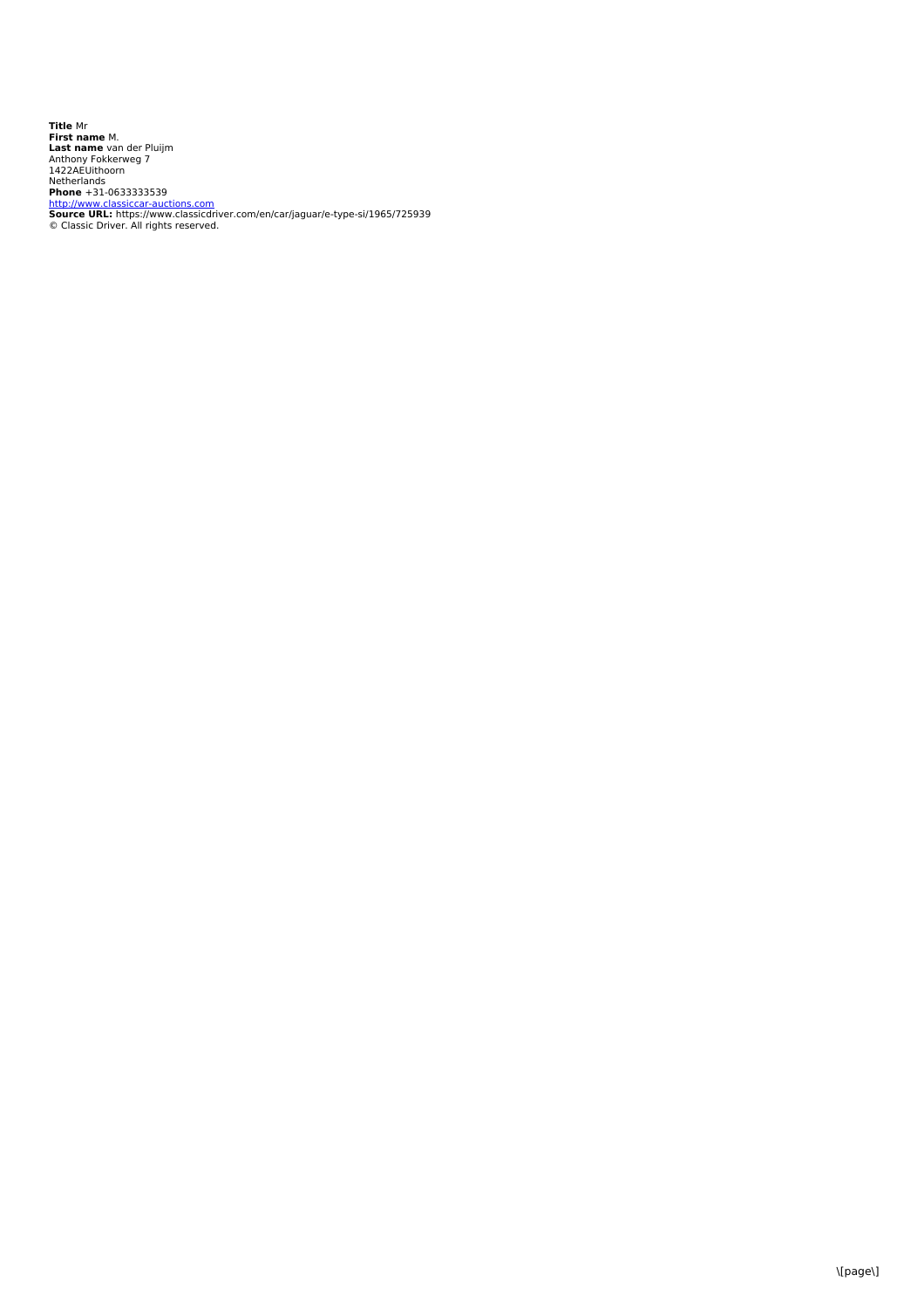**Title** Mr
**First name** M.
**Last name** van der Pluijm
Anthony Fokkerweg 7
1422AEUithoorn
Netherlands
**Phone** +31-0633333539
[http://www.classiccar-auctions.com](http://www.classiccar-auctions.com)
**Source URL:** https://www.classicdriver.com/en/car/jaguar/e-type-si/1965/725939
© Classic Driver. All rights reserved.